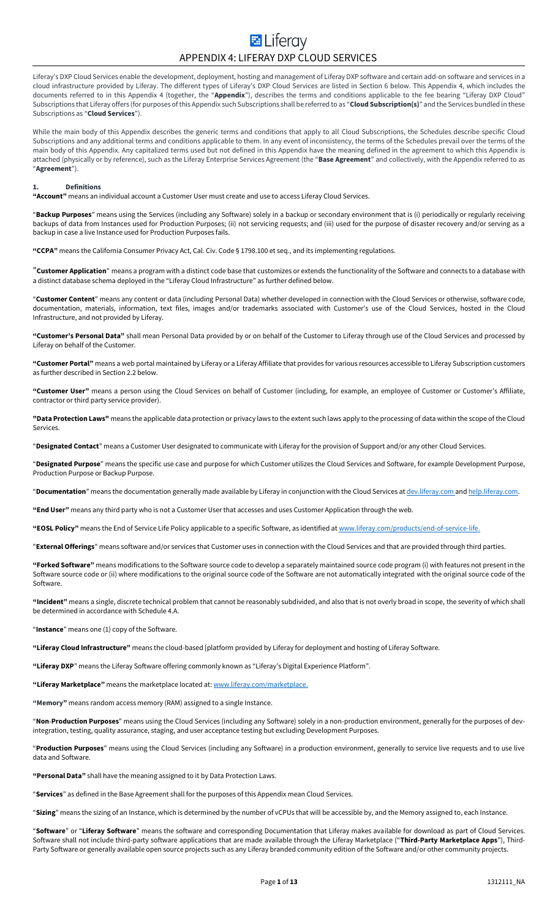# APPENDIX 4: LIFERAY DXP CLOUD SERVICES

Liferay's DXP Cloud Services enable the development, deployment, hosting and management of Liferay DXP software and certain add-on software and services in a cloud infrastructure provided by Liferay. The different types of Liferay's DXP Cloud Services are listed in Section 6 below. This Appendix 4, which includes the documents referred to in this Appendix 4 (together, the "**Appendix**"), describes the terms and conditions applicable to the fee bearing "Liferay DXP Cloud" Subscriptions that Liferay offers (for purposes of this Appendix such Subscriptions shall be referred to as "**Cloud Subscription(s)**" and the Services bundled in these Subscriptions as "**Cloud Services**").

While the main body of this Appendix describes the generic terms and conditions that apply to all Cloud Subscriptions, the Schedules describe specific Cloud Subscriptions and any additional terms and conditions applicable to them. In any event of inconsistency, the terms of the Schedules prevail over the terms of the main body of this Appendix. Any capitalized terms used but not defined in this Appendix have the meaning defined in the agreement to which this Appendix is attached (physically or by reference), such as the Liferay Enterprise Services Agreement (the "**Base Agreement**" and collectively, with the Appendix referred to as "**Agreement**").

## 1. Definitions

**"Account"** means an individual account a Customer User must create and use to access Liferay Cloud Services.

"**Backup Purposes**" means using the Services (including any Software) solely in a backup or secondary environment that is (i) periodically or regularly receiving backups of data from Instances used for Production Purposes; (ii) not servicing requests; and (iii) used for the purpose of disaster recovery and/or serving as a backup in case a live Instance used for Production Purposes fails.

**"CCPA"** means the California Consumer Privacy Act, Cal. Civ. Code § 1798.100 et seq., and its implementing regulations.

"**Customer Application**" means a program with a distinct code base that customizes or extends the functionality of the Software and connects to a database with a distinct database schema deployed in the "Liferay Cloud Infrastructure" as further defined below.

"**Customer Content**" means any content or data (including Personal Data) whether developed in connection with the Cloud Services or otherwise, software code, documentation, materials, information, text files, images and/or trademarks associated with Customer's use of the Cloud Services, hosted in the Cloud Infrastructure, and not provided by Liferay.

**"Customer's Personal Data"** shall mean Personal Data provided by or on behalf of the Customer to Liferay through use of the Cloud Services and processed by Liferay on behalf of the Customer.

**"Customer Portal"** means a web portal maintained by Liferay or a Liferay Affiliate that provides for various resources accessible to Liferay Subscription customers as further described in Section 2.2 below.

**"Customer User"** means a person using the Cloud Services on behalf of Customer (including, for example, an employee of Customer or Customer's Affiliate, contractor or third party service provider).

**"Data Protection Laws"** means the applicable data protection or privacy laws to the extent such laws apply to the processing of data within the scope of the Cloud Services.

"**Designated Contact**" means a Customer User designated to communicate with Liferay for the provision of Support and/or any other Cloud Services.

"**Designated Purpose**" means the specific use case and purpose for which Customer utilizes the Cloud Services and Software, for example Development Purpose, Production Purpose or Backup Purpose.

"**Documentation**" means the documentation generally made available by Liferay in conjunction with the Cloud Services at dev.liferay.com and help.liferay.com.

**"End User"** means any third party who is not a Customer User that accesses and uses Customer Application through the web.

**"EOSL Policy"** means the End of Service Life Policy applicable to a specific Software, as identified at www.liferay.com/products/end-of-service-life.

"**External Offerings**" means software and/or services that Customer uses in connection with the Cloud Services and that are provided through third parties.

**"Forked Software"** means modifications to the Software source code to develop a separately maintained source code program (i) with features not present in the Software source code or (ii) where modifications to the original source code of the Software are not automatically integrated with the original source code of the Software.

**"Incident"** means a single, discrete technical problem that cannot be reasonably subdivided, and also that is not overly broad in scope, the severity of which shall be determined in accordance with Schedule 4.A.

"**Instance**" means one (1) copy of the Software.

**"Liferay Cloud Infrastructure"** means the cloud-based [platform provided by Liferay for deployment and hosting of Liferay Software.

**"Liferay DXP**" means the Liferay Software offering commonly known as "Liferay's Digital Experience Platform".

**"Liferay Marketplace"** means the marketplace located at: www.liferay.com/marketplace.

**"Memory"** means random access memory (RAM) assigned to a single Instance.

"**Non**-**Production Purposes**" means using the Cloud Services (including any Software) solely in a non-production environment, generally for the purposes of dev-integration, testing, quality assurance, staging, and user acceptance testing but excluding Development Purposes.

"**Production Purposes**" means using the Cloud Services (including any Software) in a production environment, generally to service live requests and to use live data and Software.

**"Personal Data"** shall have the meaning assigned to it by Data Protection Laws.

"**Services**" as defined in the Base Agreement shall for the purposes of this Appendix mean Cloud Services.

"**Sizing**" means the sizing of an Instance, which is determined by the number of vCPUs that will be accessible by, and the Memory assigned to, each Instance.

"**Software**" or "**Liferay Software**" means the software and corresponding Documentation that Liferay makes available for download as part of Cloud Services. Software shall not include third-party software applications that are made available through the Liferay Marketplace ("**Third-Party Marketplace Apps**"), Third-Party Software or generally available open source projects such as any Liferay branded community edition of the Software and/or other community projects.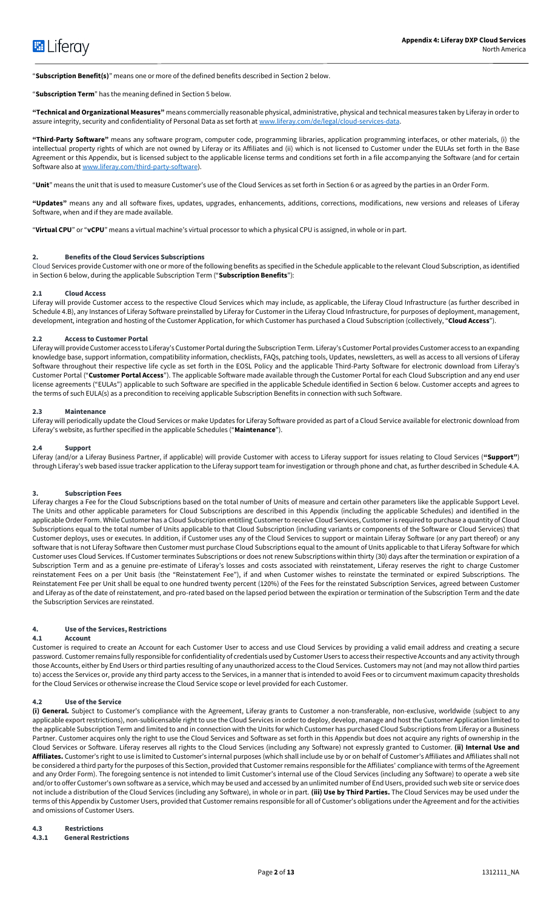"**Subscription Benefit(s)**" means one or more of the defined benefits described in Section 2 below.

"**Subscription Term**" has the meaning defined in Section 5 below.

**"Technical and Organizational Measures"** means commercially reasonable physical, administrative, physical and technical measures taken by Liferay in order to assure integrity, security and confidentiality of Personal Data as set forth at www.liferay.com/de/legal/cloud-services-data.

**"Third-Party Software"** means any software program, computer code, programming libraries, application programming interfaces, or other materials, (i) the intellectual property rights of which are not owned by Liferay or its Affiliates and (ii) which is not licensed to Customer under the EULAs set forth in the Base Agreement or this Appendix, but is licensed subject to the applicable license terms and conditions set forth in a file accompanying the Software (and for certain Software also at www.liferay.com/third-party-software).

"**Unit**" means the unit that is used to measure Customer's use of the Cloud Services as set forth in Section 6 or as agreed by the parties in an Order Form.

**"Updates"** means any and all software fixes, updates, upgrades, enhancements, additions, corrections, modifications, new versions and releases of Liferay Software, when and if they are made available.

"**Virtual CPU**" or "**vCPU**" means a virtual machine's virtual processor to which a physical CPU is assigned, in whole or in part.

## 2. Benefits of the Cloud Services Subscriptions

Cloud Services provide Customer with one or more of the following benefits as specified in the Schedule applicable to the relevant Cloud Subscription, as identified in Section 6 below, during the applicable Subscription Term ("**Subscription Benefits**"):

### 2.1 Cloud Access

Liferay will provide Customer access to the respective Cloud Services which may include, as applicable, the Liferay Cloud Infrastructure (as further described in Schedule 4.B), any Instances of Liferay Software preinstalled by Liferay for Customer in the Liferay Cloud Infrastructure, for purposes of deployment, management, development, integration and hosting of the Customer Application, for which Customer has purchased a Cloud Subscription (collectively, "**Cloud Access**").

### 2.2 Access to Customer Portal

Liferay will provide Customer access to Liferay's Customer Portal during the Subscription Term. Liferay's Customer Portal provides Customer access to an expanding knowledge base, support information, compatibility information, checklists, FAQs, patching tools, Updates, newsletters, as well as access to all versions of Liferay Software throughout their respective life cycle as set forth in the EOSL Policy and the applicable Third-Party Software for electronic download from Liferay's Customer Portal ("**Customer Portal Access**"). The applicable Software made available through the Customer Portal for each Cloud Subscription and any end user license agreements ("EULAs") applicable to such Software are specified in the applicable Schedule identified in Section 6 below. Customer accepts and agrees to the terms of such EULA(s) as a precondition to receiving applicable Subscription Benefits in connection with such Software.

### 2.3 Maintenance

Liferay will periodically update the Cloud Services or make Updates for Liferay Software provided as part of a Cloud Service available for electronic download from Liferay's website, as further specified in the applicable Schedules ("**Maintenance**").

### 2.4 Support

Liferay (and/or a Liferay Business Partner, if applicable) will provide Customer with access to Liferay support for issues relating to Cloud Services (**"Support"**) through Liferay's web based issue tracker application to the Liferay support team for investigation or through phone and chat, as further described in Schedule 4.A.

## 3. Subscription Fees

Liferay charges a Fee for the Cloud Subscriptions based on the total number of Units of measure and certain other parameters like the applicable Support Level. The Units and other applicable parameters for Cloud Subscriptions are described in this Appendix (including the applicable Schedules) and identified in the applicable Order Form. While Customer has a Cloud Subscription entitling Customer to receive Cloud Services, Customer is required to purchase a quantity of Cloud Subscriptions equal to the total number of Units applicable to that Cloud Subscription (including variants or components of the Software or Cloud Services) that Customer deploys, uses or executes. In addition, if Customer uses any of the Cloud Services to support or maintain Liferay Software (or any part thereof) or any software that is not Liferay Software then Customer must purchase Cloud Subscriptions equal to the amount of Units applicable to that Liferay Software for which Customer uses Cloud Services. If Customer terminates Subscriptions or does not renew Subscriptions within thirty (30) days after the termination or expiration of a Subscription Term and as a genuine pre-estimate of Liferay's losses and costs associated with reinstatement, Liferay reserves the right to charge Customer reinstatement Fees on a per Unit basis (the "Reinstatement Fee"), if and when Customer wishes to reinstate the terminated or expired Subscriptions. The Reinstatement Fee per Unit shall be equal to one hundred twenty percent (120%) of the Fees for the reinstated Subscription Services, agreed between Customer and Liferay as of the date of reinstatement, and pro-rated based on the lapsed period between the expiration or termination of the Subscription Term and the date the Subscription Services are reinstated.

## 4. Use of the Services, Restrictions

### 4.1 Account

Customer is required to create an Account for each Customer User to access and use Cloud Services by providing a valid email address and creating a secure password. Customer remains fully responsible for confidentiality of credentials used by Customer Users to access their respective Accounts and any activity through those Accounts, either by End Users or third parties resulting of any unauthorized access to the Cloud Services. Customers may not (and may not allow third parties to) access the Services or, provide any third party access to the Services, in a manner that is intended to avoid Fees or to circumvent maximum capacity thresholds for the Cloud Services or otherwise increase the Cloud Service scope or level provided for each Customer.

### 4.2 Use of the Service

**(i) General.** Subject to Customer's compliance with the Agreement, Liferay grants to Customer a non-transferable, non-exclusive, worldwide (subject to any applicable export restrictions), non-sublicensable right to use the Cloud Services in order to deploy, develop, manage and host the Customer Application limited to the applicable Subscription Term and limited to and in connection with the Units for which Customer has purchased Cloud Subscriptions from Liferay or a Business Partner. Customer acquires only the right to use the Cloud Services and Software as set forth in this Appendix but does not acquire any rights of ownership in the Cloud Services or Software. Liferay reserves all rights to the Cloud Services (including any Software) not expressly granted to Customer. **(ii) Internal Use and Affiliates.** Customer's right to use is limited to Customer's internal purposes (which shall include use by or on behalf of Customer's Affiliates and Affiliates shall not be considered a third party for the purposes of this Section, provided that Customer remains responsible for the Affiliates' compliance with terms of the Agreement and any Order Form). The foregoing sentence is not intended to limit Customer's internal use of the Cloud Services (including any Software) to operate a web site and/or to offer Customer's own software as a service, which may be used and accessed by an unlimited number of End Users, provided such web site or service does not include a distribution of the Cloud Services (including any Software), in whole or in part. **(iii) Use by Third Parties.** The Cloud Services may be used under the terms of this Appendix by Customer Users, provided that Customer remains responsible for all of Customer's obligations under the Agreement and for the activities and omissions of Customer Users.

### 4.3 Restrictions

#### 4.3.1 General Restrictions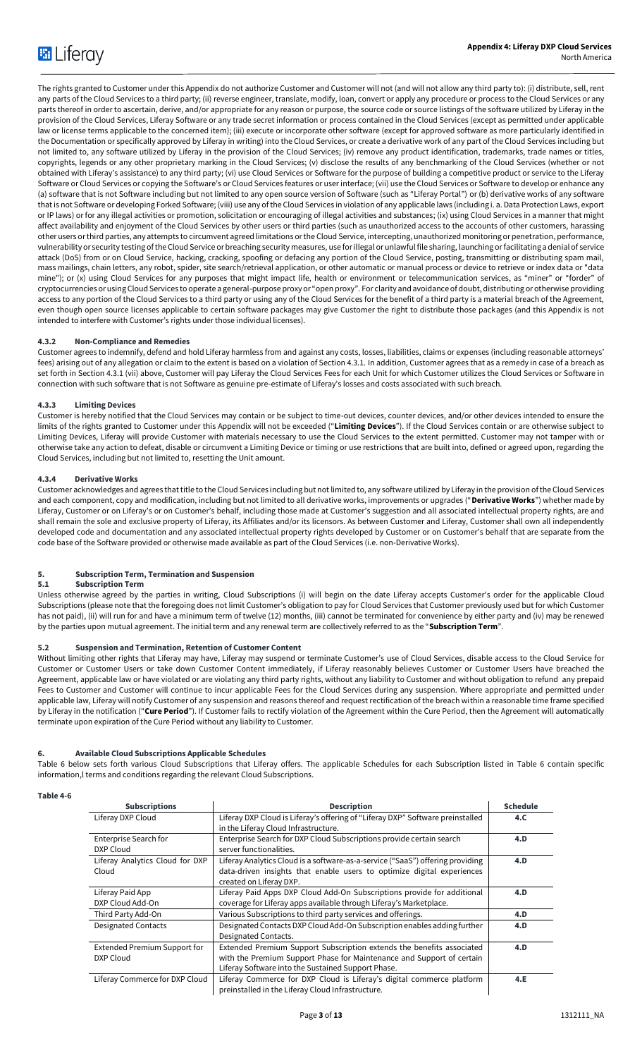The rights granted to Customer under this Appendix do not authorize Customer and Customer will not (and will not allow any third party to): (i) distribute, sell, rent any parts of the Cloud Services to a third party; (ii) reverse engineer, translate, modify, loan, convert or apply any procedure or process to the Cloud Services or any parts thereof in order to ascertain, derive, and/or appropriate for any reason or purpose, the source code or source listings of the software utilized by Liferay in the provision of the Cloud Services, Liferay Software or any trade secret information or process contained in the Cloud Services (except as permitted under applicable law or license terms applicable to the concerned item); (iii) execute or incorporate other software (except for approved software as more particularly identified in the Documentation or specifically approved by Liferay in writing) into the Cloud Services, or create a derivative work of any part of the Cloud Services including but not limited to, any software utilized by Liferay in the provision of the Cloud Services; (iv) remove any product identification, trademarks, trade names or titles, copyrights, legends or any other proprietary marking in the Cloud Services; (v) disclose the results of any benchmarking of the Cloud Services (whether or not obtained with Liferay's assistance) to any third party; (vi) use Cloud Services or Software for the purpose of building a competitive product or service to the Liferay Software or Cloud Services or copying the Software's or Cloud Services features or user interface; (vii) use the Cloud Services or Software to develop or enhance any (a) software that is not Software including but not limited to any open source version of Software (such as "Liferay Portal") or (b) derivative works of any software that is not Software or developing Forked Software; (viii) use any of the Cloud Services in violation of any applicable laws (including i. a. Data Protection Laws, export or IP laws) or for any illegal activities or promotion, solicitation or encouraging of illegal activities and substances; (ix) using Cloud Services in a manner that might affect availability and enjoyment of the Cloud Services by other users or third parties (such as unauthorized access to the accounts of other customers, harassing other users or third parties, any attempts to circumvent agreed limitations or the Cloud Service, intercepting, unauthorized monitoring or penetration, performance, vulnerability or security testing of the Cloud Service or breaching security measures, use for illegal or unlawful file sharing, launching or facilitating a denial of service attack (DoS) from or on Cloud Service, hacking, cracking, spoofing or defacing any portion of the Cloud Service, posting, transmitting or distributing spam mail, mass mailings, chain letters, any robot, spider, site search/retrieval application, or other automatic or manual process or device to retrieve or index data or "data mine"); or (x) using Cloud Services for any purposes that might impact life, health or environment or telecommunication services, as "miner" or "forder" of cryptocurrencies or using Cloud Services to operate a general-purpose proxy or "open proxy". For clarity and avoidance of doubt, distributing or otherwise providing access to any portion of the Cloud Services to a third party or using any of the Cloud Services for the benefit of a third party is a material breach of the Agreement, even though open source licenses applicable to certain software packages may give Customer the right to distribute those packages (and this Appendix is not intended to interfere with Customer's rights under those individual licenses).

### 4.3.2 Non-Compliance and Remedies

Customer agrees to indemnify, defend and hold Liferay harmless from and against any costs, losses, liabilities, claims or expenses (including reasonable attorneys' fees) arising out of any allegation or claim to the extent is based on a violation of Section 4.3.1. In addition, Customer agrees that as a remedy in case of a breach as set forth in Section 4.3.1 (vii) above, Customer will pay Liferay the Cloud Services Fees for each Unit for which Customer utilizes the Cloud Services or Software in connection with such software that is not Software as genuine pre-estimate of Liferay's losses and costs associated with such breach.

### 4.3.3 Limiting Devices

Customer is hereby notified that the Cloud Services may contain or be subject to time-out devices, counter devices, and/or other devices intended to ensure the limits of the rights granted to Customer under this Appendix will not be exceeded ("**Limiting Devices**"). If the Cloud Services contain or are otherwise subject to Limiting Devices, Liferay will provide Customer with materials necessary to use the Cloud Services to the extent permitted. Customer may not tamper with or otherwise take any action to defeat, disable or circumvent a Limiting Device or timing or use restrictions that are built into, defined or agreed upon, regarding the Cloud Services, including but not limited to, resetting the Unit amount.

### 4.3.4 Derivative Works

Customer acknowledges and agrees that title to the Cloud Services including but not limited to, any software utilized by Liferay in the provision of the Cloud Services and each component, copy and modification, including but not limited to all derivative works, improvements or upgrades ("**Derivative Works**") whether made by Liferay, Customer or on Liferay's or on Customer's behalf, including those made at Customer's suggestion and all associated intellectual property rights, are and shall remain the sole and exclusive property of Liferay, its Affiliates and/or its licensors. As between Customer and Liferay, Customer shall own all independently developed code and documentation and any associated intellectual property rights developed by Customer or on Customer's behalf that are separate from the code base of the Software provided or otherwise made available as part of the Cloud Services (i.e. non-Derivative Works).

## 5. Subscription Term, Termination and Suspension

### 5.1 Subscription Term

Unless otherwise agreed by the parties in writing, Cloud Subscriptions (i) will begin on the date Liferay accepts Customer's order for the applicable Cloud Subscriptions (please note that the foregoing does not limit Customer's obligation to pay for Cloud Services that Customer previously used but for which Customer has not paid), (ii) will run for and have a minimum term of twelve (12) months, (iii) cannot be terminated for convenience by either party and (iv) may be renewed by the parties upon mutual agreement. The initial term and any renewal term are collectively referred to as the "**Subscription Term**".

### 5.2 Suspension and Termination, Retention of Customer Content

Without limiting other rights that Liferay may have, Liferay may suspend or terminate Customer's use of Cloud Services, disable access to the Cloud Service for Customer or Customer Users or take down Customer Content immediately, if Liferay reasonably believes Customer or Customer Users have breached the Agreement, applicable law or have violated or are violating any third party rights, without any liability to Customer and without obligation to refund any prepaid Fees to Customer and Customer will continue to incur applicable Fees for the Cloud Services during any suspension. Where appropriate and permitted under applicable law, Liferay will notify Customer of any suspension and reasons thereof and request rectification of the breach within a reasonable time frame specified by Liferay in the notification ("**Cure Period**"). If Customer fails to rectify violation of the Agreement within the Cure Period, then the Agreement will automatically terminate upon expiration of the Cure Period without any liability to Customer.

## 6. Available Cloud Subscriptions Applicable Schedules

Table 6 below sets forth various Cloud Subscriptions that Liferay offers. The applicable Schedules for each Subscription listed in Table 6 contain specific information,l terms and conditions regarding the relevant Cloud Subscriptions.

**Table 4-6**

| Subscriptions | Description | Schedule |
|---|---|---|
| Liferay DXP Cloud | Liferay DXP Cloud is Liferay's offering of "Liferay DXP" Software preinstalled in the Liferay Cloud Infrastructure. | 4.C |
| Enterprise Search for DXP Cloud | Enterprise Search for DXP Cloud Subscriptions provide certain search server functionalities. | 4.D |
| Liferay Analytics Cloud for DXP Cloud | Liferay Analytics Cloud is a software-as-a-service ("SaaS") offering providing data-driven insights that enable users to optimize digital experiences created on Liferay DXP. | 4.D |
| Liferay Paid App DXP Cloud Add-On | Liferay Paid Apps DXP Cloud Add-On Subscriptions provide for additional coverage for Liferay apps available through Liferay's Marketplace. | 4.D |
| Third Party Add-On | Various Subscriptions to third party services and offerings. | 4.D |
| Designated Contacts | Designated Contacts DXP Cloud Add-On Subscription enables adding further Designated Contacts. | 4.D |
| Extended Premium Support for DXP Cloud | Extended Premium Support Subscription extends the benefits associated with the Premium Support Phase for Maintenance and Support of certain Liferay Software into the Sustained Support Phase. | 4.D |
| Liferay Commerce for DXP Cloud | Liferay Commerce for DXP Cloud is Liferay's digital commerce platform preinstalled in the Liferay Cloud Infrastructure. | 4.E |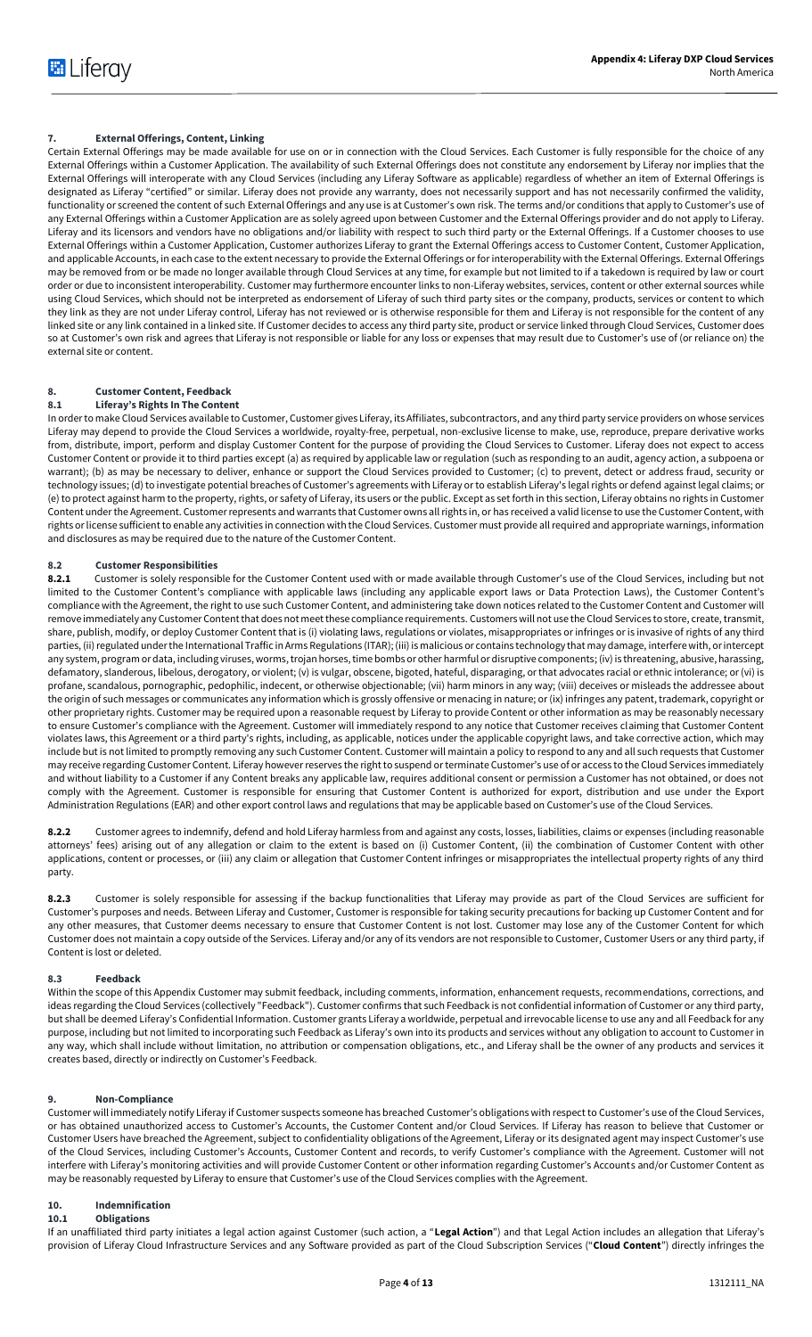## 7. External Offerings, Content, Linking

Certain External Offerings may be made available for use on or in connection with the Cloud Services. Each Customer is fully responsible for the choice of any External Offerings within a Customer Application. The availability of such External Offerings does not constitute any endorsement by Liferay nor implies that the External Offerings will interoperate with any Cloud Services (including any Liferay Software as applicable) regardless of whether an item of External Offerings is designated as Liferay "certified" or similar. Liferay does not provide any warranty, does not necessarily support and has not necessarily confirmed the validity, functionality or screened the content of such External Offerings and any use is at Customer's own risk. The terms and/or conditions that apply to Customer's use of any External Offerings within a Customer Application are as solely agreed upon between Customer and the External Offerings provider and do not apply to Liferay. Liferay and its licensors and vendors have no obligations and/or liability with respect to such third party or the External Offerings. If a Customer chooses to use External Offerings within a Customer Application, Customer authorizes Liferay to grant the External Offerings access to Customer Content, Customer Application, and applicable Accounts, in each case to the extent necessary to provide the External Offerings or for interoperability with the External Offerings. External Offerings may be removed from or be made no longer available through Cloud Services at any time, for example but not limited to if a takedown is required by law or court order or due to inconsistent interoperability. Customer may furthermore encounter links to non-Liferay websites, services, content or other external sources while using Cloud Services, which should not be interpreted as endorsement of Liferay of such third party sites or the company, products, services or content to which they link as they are not under Liferay control, Liferay has not reviewed or is otherwise responsible for them and Liferay is not responsible for the content of any linked site or any link contained in a linked site. If Customer decides to access any third party site, product or service linked through Cloud Services, Customer does so at Customer's own risk and agrees that Liferay is not responsible or liable for any loss or expenses that may result due to Customer's use of (or reliance on) the external site or content.

## 8. Customer Content, Feedback

### 8.1 Liferay's Rights In The Content

In order to make Cloud Services available to Customer, Customer gives Liferay, its Affiliates, subcontractors, and any third party service providers on whose services Liferay may depend to provide the Cloud Services a worldwide, royalty-free, perpetual, non-exclusive license to make, use, reproduce, prepare derivative works from, distribute, import, perform and display Customer Content for the purpose of providing the Cloud Services to Customer. Liferay does not expect to access Customer Content or provide it to third parties except (a) as required by applicable law or regulation (such as responding to an audit, agency action, a subpoena or warrant); (b) as may be necessary to deliver, enhance or support the Cloud Services provided to Customer; (c) to prevent, detect or address fraud, security or technology issues; (d) to investigate potential breaches of Customer's agreements with Liferay or to establish Liferay's legal rights or defend against legal claims; or (e) to protect against harm to the property, rights, or safety of Liferay, its users or the public. Except as set forth in this section, Liferay obtains no rights in Customer Content under the Agreement. Customer represents and warrants that Customer owns all rights in, or has received a valid license to use the Customer Content, with rights or license sufficient to enable any activities in connection with the Cloud Services. Customer must provide all required and appropriate warnings, information and disclosures as may be required due to the nature of the Customer Content.

### 8.2 Customer Responsibilities

**8.2.1** Customer is solely responsible for the Customer Content used with or made available through Customer's use of the Cloud Services, including but not limited to the Customer Content's compliance with applicable laws (including any applicable export laws or Data Protection Laws), the Customer Content's compliance with the Agreement, the right to use such Customer Content, and administering take down notices related to the Customer Content and Customer will remove immediately any Customer Content that does not meet these compliance requirements. Customers will not use the Cloud Services to store, create, transmit, share, publish, modify, or deploy Customer Content that is (i) violating laws, regulations or violates, misappropriates or infringes or is invasive of rights of any third parties, (ii) regulated under the International Traffic in Arms Regulations (ITAR); (iii) is malicious or contains technology that may damage, interfere with, or intercept any system, program or data, including viruses, worms, trojan horses, time bombs or other harmful or disruptive components; (iv) is threatening, abusive, harassing, defamatory, slanderous, libelous, derogatory, or violent; (v) is vulgar, obscene, bigoted, hateful, disparaging, or that advocates racial or ethnic intolerance; or (vi) is profane, scandalous, pornographic, pedophilic, indecent, or otherwise objectionable; (vii) harm minors in any way; (viii) deceives or misleads the addressee about the origin of such messages or communicates any information which is grossly offensive or menacing in nature; or (ix) infringes any patent, trademark, copyright or other proprietary rights. Customer may be required upon a reasonable request by Liferay to provide Content or other information as may be reasonably necessary to ensure Customer's compliance with the Agreement. Customer will immediately respond to any notice that Customer receives claiming that Customer Content violates laws, this Agreement or a third party's rights, including, as applicable, notices under the applicable copyright laws, and take corrective action, which may include but is not limited to promptly removing any such Customer Content. Customer will maintain a policy to respond to any and all such requests that Customer may receive regarding Customer Content. Liferay however reserves the right to suspend or terminate Customer's use of or access to the Cloud Services immediately and without liability to a Customer if any Content breaks any applicable law, requires additional consent or permission a Customer has not obtained, or does not comply with the Agreement. Customer is responsible for ensuring that Customer Content is authorized for export, distribution and use under the Export Administration Regulations (EAR) and other export control laws and regulations that may be applicable based on Customer's use of the Cloud Services.

**8.2.2** Customer agrees to indemnify, defend and hold Liferay harmless from and against any costs, losses, liabilities, claims or expenses (including reasonable attorneys' fees) arising out of any allegation or claim to the extent is based on (i) Customer Content, (ii) the combination of Customer Content with other applications, content or processes, or (iii) any claim or allegation that Customer Content infringes or misappropriates the intellectual property rights of any third party.

**8.2.3** Customer is solely responsible for assessing if the backup functionalities that Liferay may provide as part of the Cloud Services are sufficient for Customer's purposes and needs. Between Liferay and Customer, Customer is responsible for taking security precautions for backing up Customer Content and for any other measures, that Customer deems necessary to ensure that Customer Content is not lost. Customer may lose any of the Customer Content for which Customer does not maintain a copy outside of the Services. Liferay and/or any of its vendors are not responsible to Customer, Customer Users or any third party, if Content is lost or deleted.

### 8.3 Feedback

Within the scope of this Appendix Customer may submit feedback, including comments, information, enhancement requests, recommendations, corrections, and ideas regarding the Cloud Services (collectively "Feedback"). Customer confirms that such Feedback is not confidential information of Customer or any third party, but shall be deemed Liferay's Confidential Information. Customer grants Liferay a worldwide, perpetual and irrevocable license to use any and all Feedback for any purpose, including but not limited to incorporating such Feedback as Liferay's own into its products and services without any obligation to account to Customer in any way, which shall include without limitation, no attribution or compensation obligations, etc., and Liferay shall be the owner of any products and services it creates based, directly or indirectly on Customer's Feedback.

## 9. Non-Compliance

Customer will immediately notify Liferay if Customer suspects someone has breached Customer's obligations with respect to Customer's use of the Cloud Services, or has obtained unauthorized access to Customer's Accounts, the Customer Content and/or Cloud Services. If Liferay has reason to believe that Customer or Customer Users have breached the Agreement, subject to confidentiality obligations of the Agreement, Liferay or its designated agent may inspect Customer's use of the Cloud Services, including Customer's Accounts, Customer Content and records, to verify Customer's compliance with the Agreement. Customer will not interfere with Liferay's monitoring activities and will provide Customer Content or other information regarding Customer's Accounts and/or Customer Content as may be reasonably requested by Liferay to ensure that Customer's use of the Cloud Services complies with the Agreement.

## 10. Indemnification

### 10.1 Obligations

If an unaffiliated third party initiates a legal action against Customer (such action, a "**Legal Action**") and that Legal Action includes an allegation that Liferay's provision of Liferay Cloud Infrastructure Services and any Software provided as part of the Cloud Subscription Services ("**Cloud Content**") directly infringes the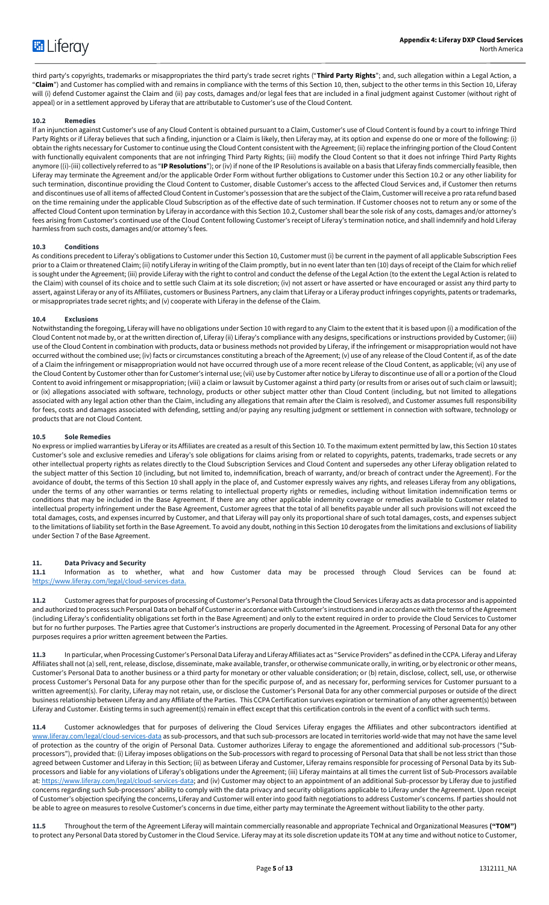third party's copyrights, trademarks or misappropriates the third party's trade secret rights ("**Third Party Rights**"; and, such allegation within a Legal Action, a "**Claim**") and Customer has complied with and remains in compliance with the terms of this Section 10, then, subject to the other terms in this Section 10, Liferay will (i) defend Customer against the Claim and (ii) pay costs, damages and/or legal fees that are included in a final judgment against Customer (without right of appeal) or in a settlement approved by Liferay that are attributable to Customer's use of the Cloud Content.

### 10.2 Remedies

If an injunction against Customer's use of any Cloud Content is obtained pursuant to a Claim, Customer's use of Cloud Content is found by a court to infringe Third Party Rights or if Liferay believes that such a finding, injunction or a Claim is likely, then Liferay may, at its option and expense do one or more of the following: (i) obtain the rights necessary for Customer to continue using the Cloud Content consistent with the Agreement; (ii) replace the infringing portion of the Cloud Content with functionally equivalent components that are not infringing Third Party Rights; (iii) modify the Cloud Content so that it does not infringe Third Party Rights anymore ((i)-(iii) collectively referred to as "**IP Resolutions**"); or (iv) if none of the IP Resolutions is available on a basis that Liferay finds commercially feasible, then Liferay may terminate the Agreement and/or the applicable Order Form without further obligations to Customer under this Section 10.2 or any other liability for such termination, discontinue providing the Cloud Content to Customer, disable Customer's access to the affected Cloud Services and, if Customer then returns and discontinues use of all items of affected Cloud Content in Customer's possession that are the subject of the Claim, Customer will receive a pro rata refund based on the time remaining under the applicable Cloud Subscription as of the effective date of such termination. If Customer chooses not to return any or some of the affected Cloud Content upon termination by Liferay in accordance with this Section 10.2, Customer shall bear the sole risk of any costs, damages and/or attorney's fees arising from Customer's continued use of the Cloud Content following Customer's receipt of Liferay's termination notice, and shall indemnify and hold Liferay harmless from such costs, damages and/or attorney's fees.

### 10.3 Conditions

As conditions precedent to Liferay's obligations to Customer under this Section 10, Customer must (i) be current in the payment of all applicable Subscription Fees prior to a Claim or threatened Claim; (ii) notify Liferay in writing of the Claim promptly, but in no event later than ten (10) days of receipt of the Claim for which relief is sought under the Agreement; (iii) provide Liferay with the right to control and conduct the defense of the Legal Action (to the extent the Legal Action is related to the Claim) with counsel of its choice and to settle such Claim at its sole discretion; (iv) not assert or have asserted or have encouraged or assist any third party to assert, against Liferay or any of its Affiliates, customers or Business Partners, any claim that Liferay or a Liferay product infringes copyrights, patents or trademarks, or misappropriates trade secret rights; and (v) cooperate with Liferay in the defense of the Claim.

### 10.4 Exclusions

Notwithstanding the foregoing, Liferay will have no obligations under Section 10 with regard to any Claim to the extent that it is based upon (i) a modification of the Cloud Content not made by, or at the written direction of, Liferay (ii) Liferay's compliance with any designs, specifications or instructions provided by Customer; (iii) use of the Cloud Content in combination with products, data or business methods not provided by Liferay, if the infringement or misappropriation would not have occurred without the combined use; (iv) facts or circumstances constituting a breach of the Agreement; (v) use of any release of the Cloud Content if, as of the date of a Claim the infringement or misappropriation would not have occurred through use of a more recent release of the Cloud Content, as applicable; (vi) any use of the Cloud Content by Customer other than for Customer's internal use; (vii) use by Customer after notice by Liferay to discontinue use of all or a portion of the Cloud Content to avoid infringement or misappropriation; (viii) a claim or lawsuit by Customer against a third party (or results from or arises out of such claim or lawsuit); or (ix) allegations associated with software, technology, products or other subject matter other than Cloud Content (including, but not limited to allegations associated with any legal action other than the Claim, including any allegations that remain after the Claim is resolved), and Customer assumes full responsibility for fees, costs and damages associated with defending, settling and/or paying any resulting judgment or settlement in connection with software, technology or products that are not Cloud Content.

### 10.5 Sole Remedies

No express or implied warranties by Liferay or its Affiliates are created as a result of this Section 10. To the maximum extent permitted by law, this Section 10 states Customer's sole and exclusive remedies and Liferay's sole obligations for claims arising from or related to copyrights, patents, trademarks, trade secrets or any other intellectual property rights as relates directly to the Cloud Subscription Services and Cloud Content and supersedes any other Liferay obligation related to the subject matter of this Section 10 (including, but not limited to, indemnification, breach of warranty, and/or breach of contract under the Agreement). For the avoidance of doubt, the terms of this Section 10 shall apply in the place of, and Customer expressly waives any rights, and releases Liferay from any obligations, under the terms of any other warranties or terms relating to intellectual property rights or remedies, including without limitation indemnification terms or conditions that may be included in the Base Agreement. If there are any other applicable indemnity coverage or remedies available to Customer related to intellectual property infringement under the Base Agreement, Customer agrees that the total of all benefits payable under all such provisions will not exceed the total damages, costs, and expenses incurred by Customer, and that Liferay will pay only its proportional share of such total damages, costs, and expenses subject to the limitations of liability set forth in the Base Agreement. To avoid any doubt, nothing in this Section 10 derogates from the limitations and exclusions of liability under Section 7 of the Base Agreement.

## 11. Data Privacy and Security

**11.1** Information as to whether, what and how Customer data may be processed through Cloud Services can be found at: https://www.liferay.com/legal/cloud-services-data.

**11.2** Customer agrees that for purposes of processing of Customer's Personal Data through the Cloud Services Liferay acts as data processor and is appointed and authorized to process such Personal Data on behalf of Customer in accordance with Customer's instructions and in accordance with the terms of the Agreement (including Liferay's confidentiality obligations set forth in the Base Agreement) and only to the extent required in order to provide the Cloud Services to Customer but for no further purposes. The Parties agree that Customer's instructions are properly documented in the Agreement. Processing of Personal Data for any other purposes requires a prior written agreement between the Parties.

**11.3** In particular, when Processing Customer's Personal Data Liferay and Liferay Affiliates act as "Service Providers" as defined in the CCPA. Liferay and Liferay Affiliates shall not (a) sell, rent, release, disclose, disseminate, make available, transfer, or otherwise communicate orally, in writing, or by electronic or other means, Customer's Personal Data to another business or a third party for monetary or other valuable consideration; or (b) retain, disclose, collect, sell, use, or otherwise process Customer's Personal Data for any purpose other than for the specific purpose of, and as necessary for, performing services for Customer pursuant to a written agreement(s). For clarity, Liferay may not retain, use, or disclose the Customer's Personal Data for any other commercial purposes or outside of the direct business relationship between Liferay and any Affiliate of the Parties. This CCPA Certification survives expiration or termination of any other agreement(s) between Liferay and Customer. Existing terms in such agreement(s) remain in effect except that this certification controls in the event of a conflict with such terms.

**11.4** Customer acknowledges that for purposes of delivering the Cloud Services Liferay engages the Affiliates and other subcontractors identified at www.liferay.com/legal/cloud-services-data as sub-processors, and that such sub-processors are located in territories world-wide that may not have the same level of protection as the country of the origin of Personal Data. Customer authorizes Liferay to engage the aforementioned and additional sub-processors ("Sub-processors"), provided that: (i) Liferay imposes obligations on the Sub-processors with regard to processing of Personal Data that shall be not less strict than those agreed between Customer and Liferay in this Section; (ii) as between Liferay and Customer, Liferay remains responsible for processing of Personal Data by its Sub-processors and liable for any violations of Liferay's obligations under the Agreement; (iii) Liferay maintains at all times the current list of Sub-Processors available at: https://www.liferay.com/legal/cloud-services-data; and (iv) Customer may object to an appointment of an additional Sub-processor by Liferay due to justified concerns regarding such Sub-processors' ability to comply with the data privacy and security obligations applicable to Liferay under the Agreement. Upon receipt of Customer's objection specifying the concerns, Liferay and Customer will enter into good faith negotiations to address Customer's concerns. If parties should not be able to agree on measures to resolve Customer's concerns in due time, either party may terminate the Agreement without liability to the other party.

**11.5** Throughout the term of the Agreement Liferay will maintain commercially reasonable and appropriate Technical and Organizational Measures **("TOM")** to protect any Personal Data stored by Customer in the Cloud Service. Liferay may at its sole discretion update its TOM at any time and without notice to Customer,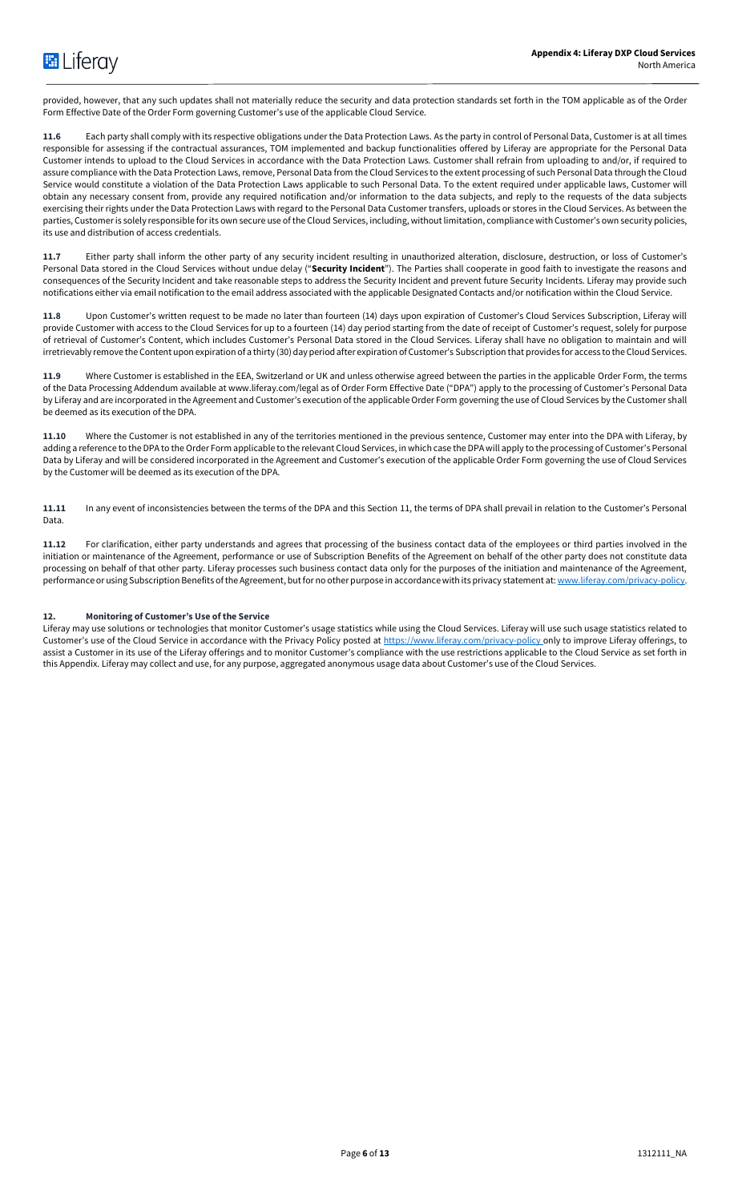provided, however, that any such updates shall not materially reduce the security and data protection standards set forth in the TOM applicable as of the Order Form Effective Date of the Order Form governing Customer's use of the applicable Cloud Service.

**11.6** Each party shall comply with its respective obligations under the Data Protection Laws. As the party in control of Personal Data, Customer is at all times responsible for assessing if the contractual assurances, TOM implemented and backup functionalities offered by Liferay are appropriate for the Personal Data Customer intends to upload to the Cloud Services in accordance with the Data Protection Laws. Customer shall refrain from uploading to and/or, if required to assure compliance with the Data Protection Laws, remove, Personal Data from the Cloud Services to the extent processing of such Personal Data through the Cloud Service would constitute a violation of the Data Protection Laws applicable to such Personal Data. To the extent required under applicable laws, Customer will obtain any necessary consent from, provide any required notification and/or information to the data subjects, and reply to the requests of the data subjects exercising their rights under the Data Protection Laws with regard to the Personal Data Customer transfers, uploads or stores in the Cloud Services. As between the parties, Customer is solely responsible for its own secure use of the Cloud Services, including, without limitation, compliance with Customer's own security policies, its use and distribution of access credentials.

**11.7** Either party shall inform the other party of any security incident resulting in unauthorized alteration, disclosure, destruction, or loss of Customer's Personal Data stored in the Cloud Services without undue delay ("**Security Incident**"). The Parties shall cooperate in good faith to investigate the reasons and consequences of the Security Incident and take reasonable steps to address the Security Incident and prevent future Security Incidents. Liferay may provide such notifications either via email notification to the email address associated with the applicable Designated Contacts and/or notification within the Cloud Service.

**11.8** Upon Customer's written request to be made no later than fourteen (14) days upon expiration of Customer's Cloud Services Subscription, Liferay will provide Customer with access to the Cloud Services for up to a fourteen (14) day period starting from the date of receipt of Customer's request, solely for purpose of retrieval of Customer's Content, which includes Customer's Personal Data stored in the Cloud Services. Liferay shall have no obligation to maintain and will irretrievably remove the Content upon expiration of a thirty (30) day period after expiration of Customer's Subscription that provides for access to the Cloud Services.

**11.9** Where Customer is established in the EEA, Switzerland or UK and unless otherwise agreed between the parties in the applicable Order Form, the terms of the Data Processing Addendum available at www.liferay.com/legal as of Order Form Effective Date ("DPA") apply to the processing of Customer's Personal Data by Liferay and are incorporated in the Agreement and Customer's execution of the applicable Order Form governing the use of Cloud Services by the Customer shall be deemed as its execution of the DPA.

**11.10** Where the Customer is not established in any of the territories mentioned in the previous sentence, Customer may enter into the DPA with Liferay, by adding a reference to the DPA to the Order Form applicable to the relevant Cloud Services, in which case the DPA will apply to the processing of Customer's Personal Data by Liferay and will be considered incorporated in the Agreement and Customer's execution of the applicable Order Form governing the use of Cloud Services by the Customer will be deemed as its execution of the DPA.

**11.11** In any event of inconsistencies between the terms of the DPA and this Section 11, the terms of DPA shall prevail in relation to the Customer's Personal Data.

**11.12** For clarification, either party understands and agrees that processing of the business contact data of the employees or third parties involved in the initiation or maintenance of the Agreement, performance or use of Subscription Benefits of the Agreement on behalf of the other party does not constitute data processing on behalf of that other party. Liferay processes such business contact data only for the purposes of the initiation and maintenance of the Agreement, performance or using Subscription Benefits of the Agreement, but for no other purpose in accordance with its privacy statement at: [www.liferay.com/privacy-policy](www.liferay.com/privacy-policy).

## 12. Monitoring of Customer's Use of the Service

Liferay may use solutions or technologies that monitor Customer's usage statistics while using the Cloud Services. Liferay will use such usage statistics related to Customer's use of the Cloud Service in accordance with the Privacy Policy posted at [https://www.liferay.com/privacy-policy](https://www.liferay.com/privacy-policy) only to improve Liferay offerings, to assist a Customer in its use of the Liferay offerings and to monitor Customer's compliance with the use restrictions applicable to the Cloud Service as set forth in this Appendix. Liferay may collect and use, for any purpose, aggregated anonymous usage data about Customer's use of the Cloud Services.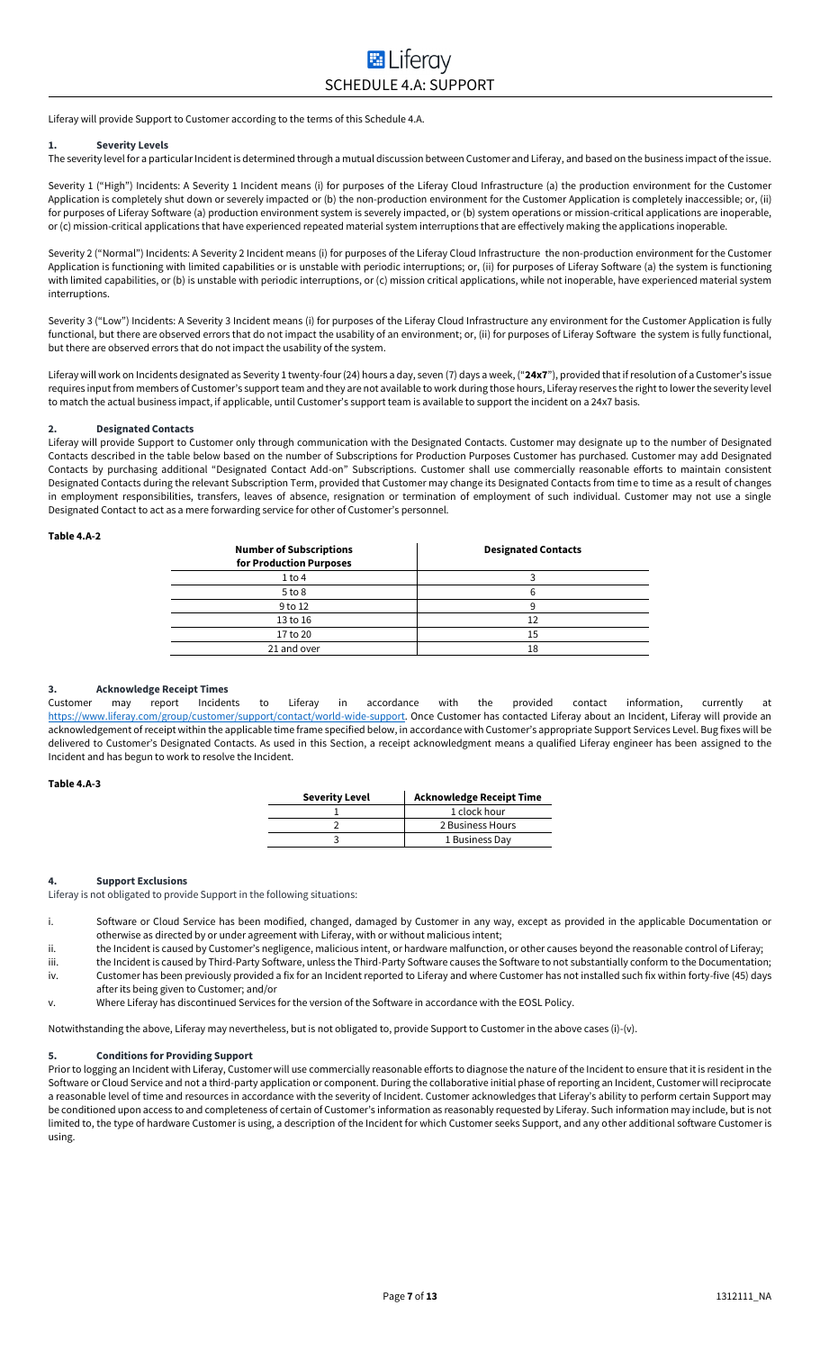# SCHEDULE 4.A: SUPPORT

Liferay will provide Support to Customer according to the terms of this Schedule 4.A.

## 1. Severity Levels

The severity level for a particular Incident is determined through a mutual discussion between Customer and Liferay, and based on the business impact of the issue.

Severity 1 ("High") Incidents: A Severity 1 Incident means (i) for purposes of the Liferay Cloud Infrastructure (a) the production environment for the Customer Application is completely shut down or severely impacted or (b) the non-production environment for the Customer Application is completely inaccessible; or, (ii) for purposes of Liferay Software (a) production environment system is severely impacted, or (b) system operations or mission-critical applications are inoperable, or (c) mission-critical applications that have experienced repeated material system interruptions that are effectively making the applications inoperable.

Severity 2 ("Normal") Incidents: A Severity 2 Incident means (i) for purposes of the Liferay Cloud Infrastructure the non-production environment for the Customer Application is functioning with limited capabilities or is unstable with periodic interruptions; or, (ii) for purposes of Liferay Software (a) the system is functioning with limited capabilities, or (b) is unstable with periodic interruptions, or (c) mission critical applications, while not inoperable, have experienced material system interruptions.

Severity 3 ("Low") Incidents: A Severity 3 Incident means (i) for purposes of the Liferay Cloud Infrastructure any environment for the Customer Application is fully functional, but there are observed errors that do not impact the usability of an environment; or, (ii) for purposes of Liferay Software the system is fully functional, but there are observed errors that do not impact the usability of the system.

Liferay will work on Incidents designated as Severity 1 twenty-four (24) hours a day, seven (7) days a week, ("**24x7**"), provided that if resolution of a Customer's issue requires input from members of Customer's support team and they are not available to work during those hours, Liferay reserves the right to lower the severity level to match the actual business impact, if applicable, until Customer's support team is available to support the incident on a 24x7 basis.

## 2. Designated Contacts

Liferay will provide Support to Customer only through communication with the Designated Contacts. Customer may designate up to the number of Designated Contacts described in the table below based on the number of Subscriptions for Production Purposes Customer has purchased. Customer may add Designated Contacts by purchasing additional "Designated Contact Add-on" Subscriptions. Customer shall use commercially reasonable efforts to maintain consistent Designated Contacts during the relevant Subscription Term, provided that Customer may change its Designated Contacts from time to time as a result of changes in employment responsibilities, transfers, leaves of absence, resignation or termination of employment of such individual. Customer may not use a single Designated Contact to act as a mere forwarding service for other of Customer's personnel.

**Table 4.A-2**

| Number of Subscriptions for Production Purposes | Designated Contacts |
|---|---|
| 1 to 4 | 3 |
| 5 to 8 | 6 |
| 9 to 12 | 9 |
| 13 to 16 | 12 |
| 17 to 20 | 15 |
| 21 and over | 18 |

## 3. Acknowledge Receipt Times

Customer may report Incidents to Liferay in accordance with the provided contact information, currently at https://www.liferay.com/group/customer/support/contact/world-wide-support. Once Customer has contacted Liferay about an Incident, Liferay will provide an acknowledgement of receipt within the applicable time frame specified below, in accordance with Customer's appropriate Support Services Level. Bug fixes will be delivered to Customer's Designated Contacts. As used in this Section, a receipt acknowledgment means a qualified Liferay engineer has been assigned to the Incident and has begun to work to resolve the Incident.

**Table 4.A-3**

| Severity Level | Acknowledge Receipt Time |
|---|---|
| 1 | 1 clock hour |
| 2 | 2 Business Hours |
| 3 | 1 Business Day |

## 4. Support Exclusions

Liferay is not obligated to provide Support in the following situations:

i. Software or Cloud Service has been modified, changed, damaged by Customer in any way, except as provided in the applicable Documentation or otherwise as directed by or under agreement with Liferay, with or without malicious intent;

ii. the Incident is caused by Customer's negligence, malicious intent, or hardware malfunction, or other causes beyond the reasonable control of Liferay;

iii. the Incident is caused by Third-Party Software, unless the Third-Party Software causes the Software to not substantially conform to the Documentation;

iv. Customer has been previously provided a fix for an Incident reported to Liferay and where Customer has not installed such fix within forty-five (45) days after its being given to Customer; and/or

v. Where Liferay has discontinued Services for the version of the Software in accordance with the EOSL Policy.

Notwithstanding the above, Liferay may nevertheless, but is not obligated to, provide Support to Customer in the above cases (i)-(v).

## 5. Conditions for Providing Support

Prior to logging an Incident with Liferay, Customer will use commercially reasonable efforts to diagnose the nature of the Incident to ensure that it is resident in the Software or Cloud Service and not a third-party application or component. During the collaborative initial phase of reporting an Incident, Customer will reciprocate a reasonable level of time and resources in accordance with the severity of Incident. Customer acknowledges that Liferay's ability to perform certain Support may be conditioned upon access to and completeness of certain of Customer's information as reasonably requested by Liferay. Such information may include, but is not limited to, the type of hardware Customer is using, a description of the Incident for which Customer seeks Support, and any other additional software Customer is using.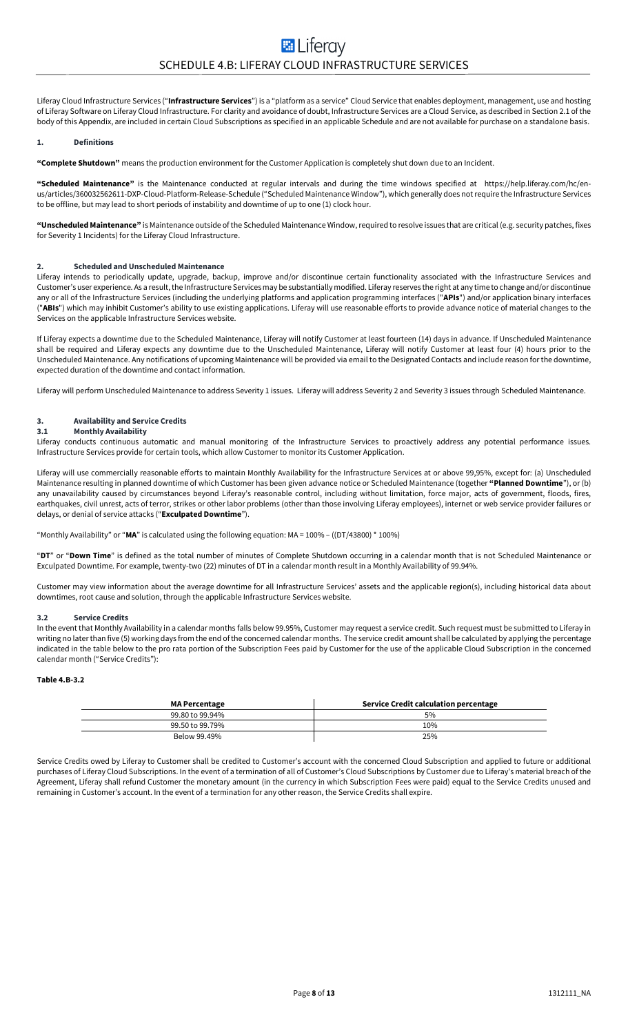# SCHEDULE 4.B: LIFERAY CLOUD INFRASTRUCTURE SERVICES

Liferay Cloud Infrastructure Services ("**Infrastructure Services**") is a "platform as a service" Cloud Service that enables deployment, management, use and hosting of Liferay Software on Liferay Cloud Infrastructure. For clarity and avoidance of doubt, Infrastructure Services are a Cloud Service, as described in Section 2.1 of the body of this Appendix, are included in certain Cloud Subscriptions as specified in an applicable Schedule and are not available for purchase on a standalone basis.

## 1. Definitions

**"Complete Shutdown"** means the production environment for the Customer Application is completely shut down due to an Incident.

**"Scheduled Maintenance"** is the Maintenance conducted at regular intervals and during the time windows specified at https://help.liferay.com/hc/en-us/articles/360032562611-DXP-Cloud-Platform-Release-Schedule ("Scheduled Maintenance Window"), which generally does not require the Infrastructure Services to be offline, but may lead to short periods of instability and downtime of up to one (1) clock hour.

**"Unscheduled Maintenance"** is Maintenance outside of the Scheduled Maintenance Window, required to resolve issues that are critical (e.g. security patches, fixes for Severity 1 Incidents) for the Liferay Cloud Infrastructure.

## 2. Scheduled and Unscheduled Maintenance

Liferay intends to periodically update, upgrade, backup, improve and/or discontinue certain functionality associated with the Infrastructure Services and Customer's user experience. As a result, the Infrastructure Services may be substantially modified. Liferay reserves the right at any time to change and/or discontinue any or all of the Infrastructure Services (including the underlying platforms and application programming interfaces ("**APIs**") and/or application binary interfaces ("**ABIs**") which may inhibit Customer's ability to use existing applications. Liferay will use reasonable efforts to provide advance notice of material changes to the Services on the applicable Infrastructure Services website.

If Liferay expects a downtime due to the Scheduled Maintenance, Liferay will notify Customer at least fourteen (14) days in advance. If Unscheduled Maintenance shall be required and Liferay expects any downtime due to the Unscheduled Maintenance, Liferay will notify Customer at least four (4) hours prior to the Unscheduled Maintenance. Any notifications of upcoming Maintenance will be provided via email to the Designated Contacts and include reason for the downtime, expected duration of the downtime and contact information.

Liferay will perform Unscheduled Maintenance to address Severity 1 issues. Liferay will address Severity 2 and Severity 3 issues through Scheduled Maintenance.

## 3. Availability and Service Credits

### 3.1 Monthly Availability

Liferay conducts continuous automatic and manual monitoring of the Infrastructure Services to proactively address any potential performance issues. Infrastructure Services provide for certain tools, which allow Customer to monitor its Customer Application.

Liferay will use commercially reasonable efforts to maintain Monthly Availability for the Infrastructure Services at or above 99,95%, except for: (a) Unscheduled Maintenance resulting in planned downtime of which Customer has been given advance notice or Scheduled Maintenance (together **"Planned Downtime"**), or (b) any unavailability caused by circumstances beyond Liferay's reasonable control, including without limitation, force major, acts of government, floods, fires, earthquakes, civil unrest, acts of terror, strikes or other labor problems (other than those involving Liferay employees), internet or web service provider failures or delays, or denial of service attacks ("**Exculpated Downtime**").

"Monthly Availability" or "**MA**" is calculated using the following equation: MA = 100% – ((DT/43800) * 100%)

"**DT**" or "**Down Time**" is defined as the total number of minutes of Complete Shutdown occurring in a calendar month that is not Scheduled Maintenance or Exculpated Downtime. For example, twenty-two (22) minutes of DT in a calendar month result in a Monthly Availability of 99.94%.

Customer may view information about the average downtime for all Infrastructure Services' assets and the applicable region(s), including historical data about downtimes, root cause and solution, through the applicable Infrastructure Services website.

### 3.2 Service Credits

In the event that Monthly Availability in a calendar months falls below 99.95%, Customer may request a service credit. Such request must be submitted to Liferay in writing no later than five (5) working days from the end of the concerned calendar months. The service credit amount shall be calculated by applying the percentage indicated in the table below to the pro rata portion of the Subscription Fees paid by Customer for the use of the applicable Cloud Subscription in the concerned calendar month ("Service Credits"):

**Table 4.B-3.2**

| MA Percentage | Service Credit calculation percentage |
|---|---|
| 99.80 to 99.94% | 5% |
| 99.50 to 99.79% | 10% |
| Below 99.49% | 25% |

Service Credits owed by Liferay to Customer shall be credited to Customer's account with the concerned Cloud Subscription and applied to future or additional purchases of Liferay Cloud Subscriptions. In the event of a termination of all of Customer's Cloud Subscriptions by Customer due to Liferay's material breach of the Agreement, Liferay shall refund Customer the monetary amount (in the currency in which Subscription Fees were paid) equal to the Service Credits unused and remaining in Customer's account. In the event of a termination for any other reason, the Service Credits shall expire.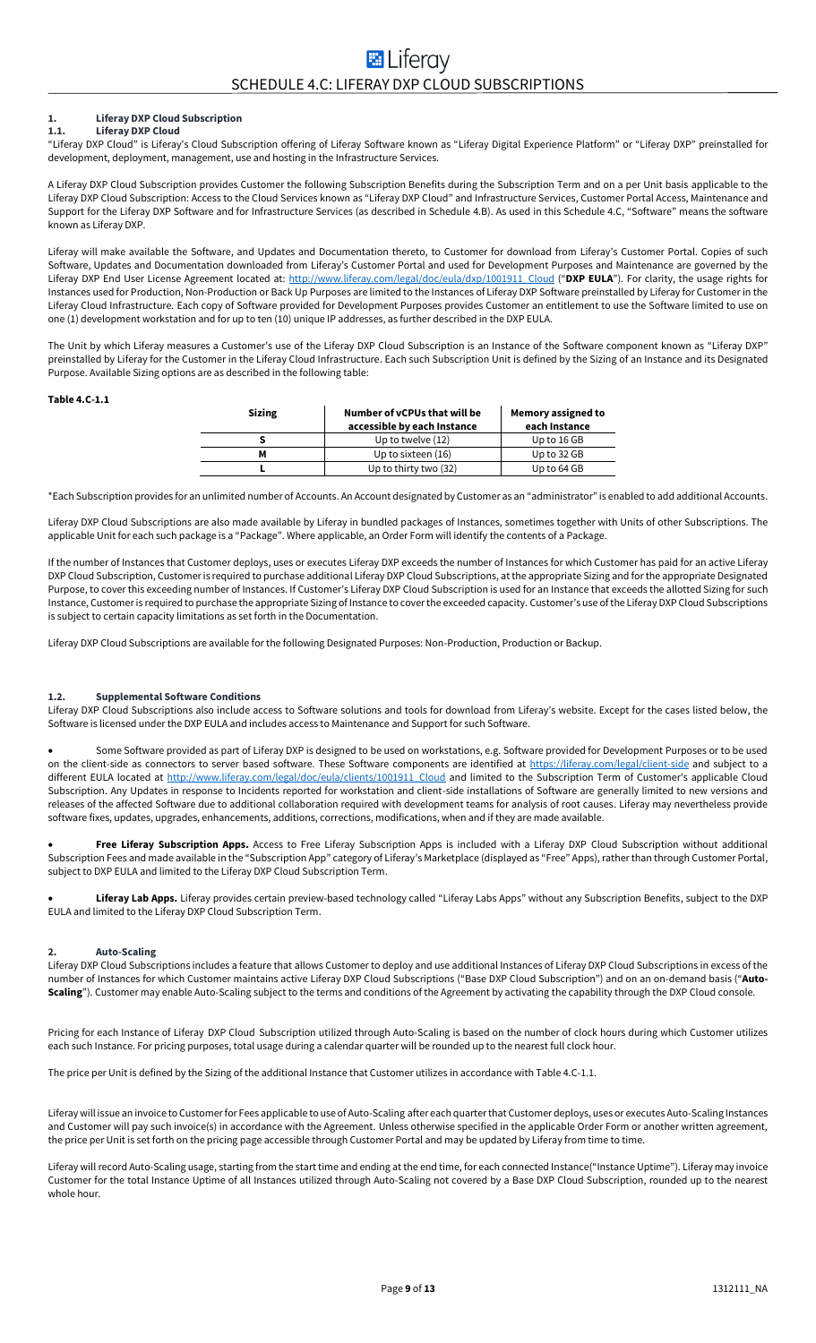# SCHEDULE 4.C: LIFERAY DXP CLOUD SUBSCRIPTIONS

## 1. Liferay DXP Cloud Subscription

### 1.1. Liferay DXP Cloud

"Liferay DXP Cloud" is Liferay's Cloud Subscription offering of Liferay Software known as "Liferay Digital Experience Platform" or "Liferay DXP" preinstalled for development, deployment, management, use and hosting in the Infrastructure Services.

A Liferay DXP Cloud Subscription provides Customer the following Subscription Benefits during the Subscription Term and on a per Unit basis applicable to the Liferay DXP Cloud Subscription: Access to the Cloud Services known as "Liferay DXP Cloud" and Infrastructure Services, Customer Portal Access, Maintenance and Support for the Liferay DXP Software and for Infrastructure Services (as described in Schedule 4.B). As used in this Schedule 4.C, "Software" means the software known as Liferay DXP.

Liferay will make available the Software, and Updates and Documentation thereto, to Customer for download from Liferay's Customer Portal. Copies of such Software, Updates and Documentation downloaded from Liferay's Customer Portal and used for Development Purposes and Maintenance are governed by the Liferay DXP End User License Agreement located at: http://www.liferay.com/legal/doc/eula/dxp/1001911_Cloud ("**DXP EULA**"). For clarity, the usage rights for Instances used for Production, Non-Production or Back Up Purposes are limited to the Instances of Liferay DXP Software preinstalled by Liferay for Customer in the Liferay Cloud Infrastructure. Each copy of Software provided for Development Purposes provides Customer an entitlement to use the Software limited to use on one (1) development workstation and for up to ten (10) unique IP addresses, as further described in the DXP EULA.

The Unit by which Liferay measures a Customer's use of the Liferay DXP Cloud Subscription is an Instance of the Software component known as "Liferay DXP" preinstalled by Liferay for the Customer in the Liferay Cloud Infrastructure. Each such Subscription Unit is defined by the Sizing of an Instance and its Designated Purpose. Available Sizing options are as described in the following table:

**Table 4.C-1.1**

| Sizing | Number of vCPUs that will be accessible by each Instance | Memory assigned to each Instance |
|---|---|---|
| S | Up to twelve (12) | Up to 16 GB |
| M | Up to sixteen (16) | Up to 32 GB |
| L | Up to thirty two (32) | Up to 64 GB |

*Each Subscription provides for an unlimited number of Accounts. An Account designated by Customer as an "administrator" is enabled to add additional Accounts.

Liferay DXP Cloud Subscriptions are also made available by Liferay in bundled packages of Instances, sometimes together with Units of other Subscriptions. The applicable Unit for each such package is a "Package". Where applicable, an Order Form will identify the contents of a Package.

If the number of Instances that Customer deploys, uses or executes Liferay DXP exceeds the number of Instances for which Customer has paid for an active Liferay DXP Cloud Subscription, Customer is required to purchase additional Liferay DXP Cloud Subscriptions, at the appropriate Sizing and for the appropriate Designated Purpose, to cover this exceeding number of Instances. If Customer's Liferay DXP Cloud Subscription is used for an Instance that exceeds the allotted Sizing for such Instance, Customer is required to purchase the appropriate Sizing of Instance to cover the exceeded capacity. Customer's use of the Liferay DXP Cloud Subscriptions is subject to certain capacity limitations as set forth in the Documentation.

Liferay DXP Cloud Subscriptions are available for the following Designated Purposes: Non-Production, Production or Backup.

### 1.2. Supplemental Software Conditions

Liferay DXP Cloud Subscriptions also include access to Software solutions and tools for download from Liferay's website. Except for the cases listed below, the Software is licensed under the DXP EULA and includes access to Maintenance and Support for such Software.

- Some Software provided as part of Liferay DXP is designed to be used on workstations, e.g. Software provided for Development Purposes or to be used on the client-side as connectors to server based software. These Software components are identified at https://liferay.com/legal/client-side and subject to a different EULA located at http://www.liferay.com/legal/doc/eula/clients/1001911_Cloud and limited to the Subscription Term of Customer's applicable Cloud Subscription. Any Updates in response to Incidents reported for workstation and client-side installations of Software are generally limited to new versions and releases of the affected Software due to additional collaboration required with development teams for analysis of root causes. Liferay may nevertheless provide software fixes, updates, upgrades, enhancements, additions, corrections, modifications, when and if they are made available.

- **Free Liferay Subscription Apps.** Access to Free Liferay Subscription Apps is included with a Liferay DXP Cloud Subscription without additional Subscription Fees and made available in the "Subscription App" category of Liferay's Marketplace (displayed as "Free" Apps), rather than through Customer Portal, subject to DXP EULA and limited to the Liferay DXP Cloud Subscription Term.

- **Liferay Lab Apps.** Liferay provides certain preview-based technology called "Liferay Labs Apps" without any Subscription Benefits, subject to the DXP EULA and limited to the Liferay DXP Cloud Subscription Term.

## 2. Auto-Scaling

Liferay DXP Cloud Subscriptions includes a feature that allows Customer to deploy and use additional Instances of Liferay DXP Cloud Subscriptions in excess of the number of Instances for which Customer maintains active Liferay DXP Cloud Subscriptions ("Base DXP Cloud Subscription") and on an on-demand basis ("**Auto-Scaling**"). Customer may enable Auto-Scaling subject to the terms and conditions of the Agreement by activating the capability through the DXP Cloud console.

Pricing for each Instance of Liferay DXP Cloud Subscription utilized through Auto-Scaling is based on the number of clock hours during which Customer utilizes each such Instance. For pricing purposes, total usage during a calendar quarter will be rounded up to the nearest full clock hour.

The price per Unit is defined by the Sizing of the additional Instance that Customer utilizes in accordance with Table 4.C-1.1.

Liferay will issue an invoice to Customer for Fees applicable to use of Auto-Scaling after each quarter that Customer deploys, uses or executes Auto-Scaling Instances and Customer will pay such invoice(s) in accordance with the Agreement. Unless otherwise specified in the applicable Order Form or another written agreement, the price per Unit is set forth on the pricing page accessible through Customer Portal and may be updated by Liferay from time to time.

Liferay will record Auto-Scaling usage, starting from the start time and ending at the end time, for each connected Instance("Instance Uptime"). Liferay may invoice Customer for the total Instance Uptime of all Instances utilized through Auto-Scaling not covered by a Base DXP Cloud Subscription, rounded up to the nearest whole hour.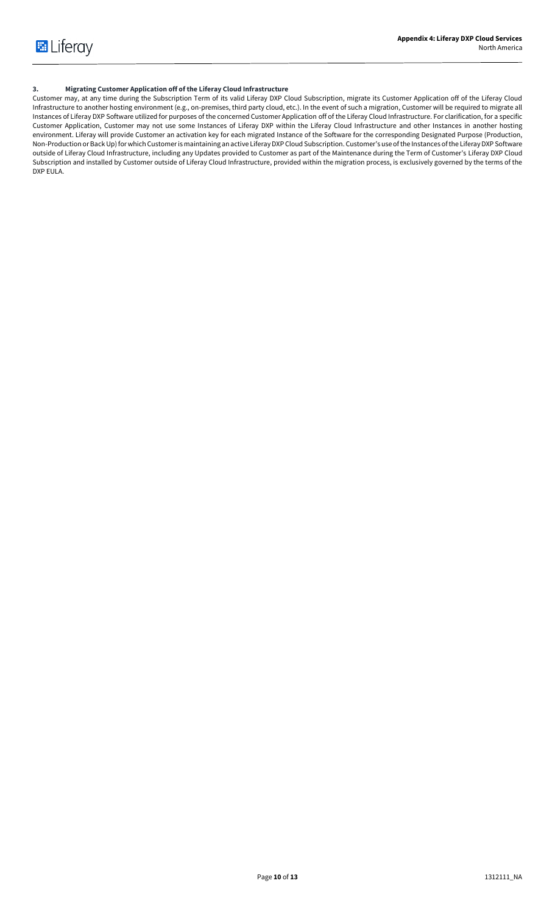### 3. Migrating Customer Application off of the Liferay Cloud Infrastructure

Customer may, at any time during the Subscription Term of its valid Liferay DXP Cloud Subscription, migrate its Customer Application off of the Liferay Cloud Infrastructure to another hosting environment (e.g., on-premises, third party cloud, etc.). In the event of such a migration, Customer will be required to migrate all Instances of Liferay DXP Software utilized for purposes of the concerned Customer Application off of the Liferay Cloud Infrastructure. For clarification, for a specific Customer Application, Customer may not use some Instances of Liferay DXP within the Liferay Cloud Infrastructure and other Instances in another hosting environment. Liferay will provide Customer an activation key for each migrated Instance of the Software for the corresponding Designated Purpose (Production, Non-Production or Back Up) for which Customer is maintaining an active Liferay DXP Cloud Subscription. Customer's use of the Instances of the Liferay DXP Software outside of Liferay Cloud Infrastructure, including any Updates provided to Customer as part of the Maintenance during the Term of Customer's Liferay DXP Cloud Subscription and installed by Customer outside of Liferay Cloud Infrastructure, provided within the migration process, is exclusively governed by the terms of the DXP EULA.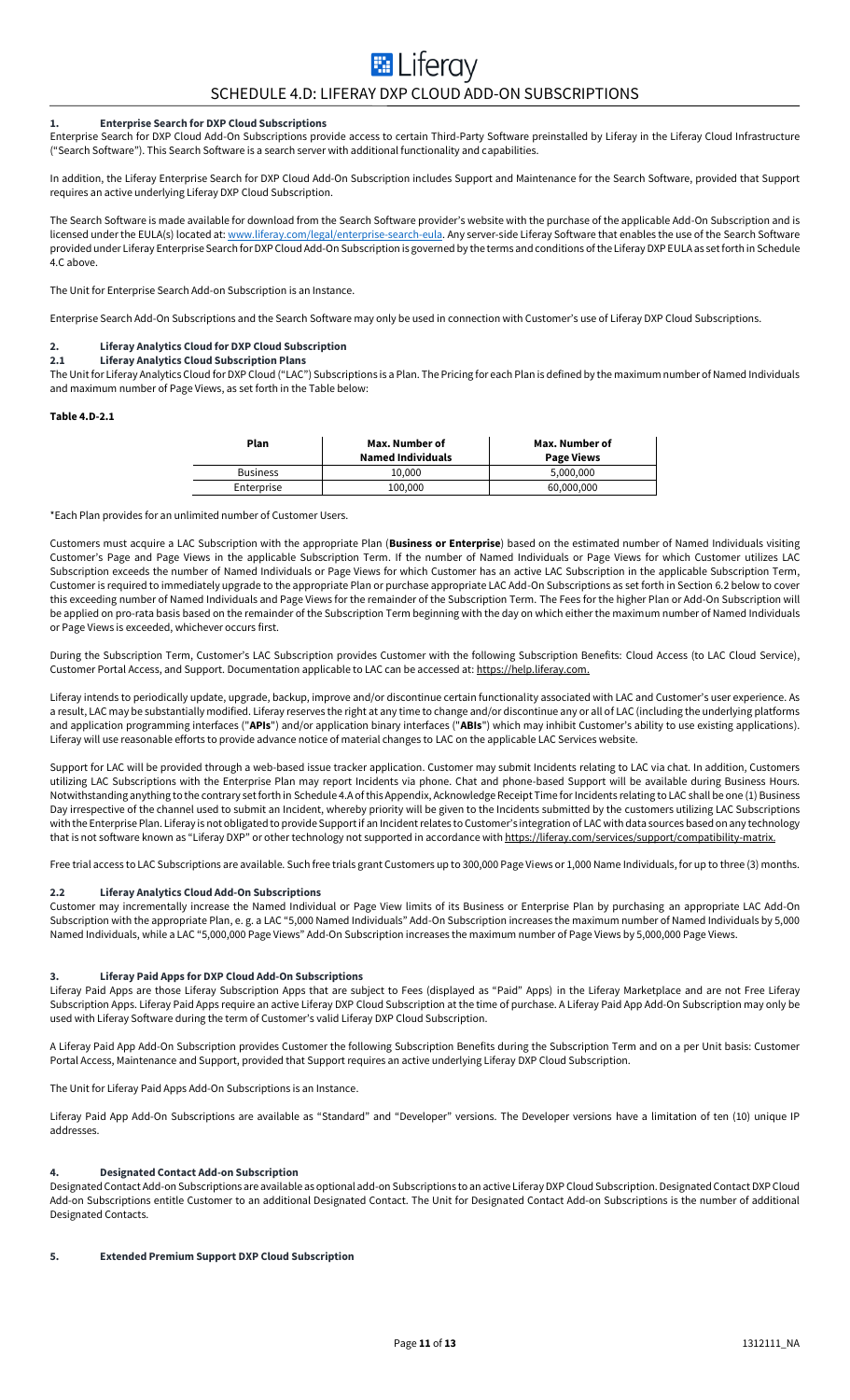# SCHEDULE 4.D: LIFERAY DXP CLOUD ADD-ON SUBSCRIPTIONS

## 1. Enterprise Search for DXP Cloud Subscriptions

Enterprise Search for DXP Cloud Add-On Subscriptions provide access to certain Third-Party Software preinstalled by Liferay in the Liferay Cloud Infrastructure ("Search Software"). This Search Software is a search server with additional functionality and capabilities.

In addition, the Liferay Enterprise Search for DXP Cloud Add-On Subscription includes Support and Maintenance for the Search Software, provided that Support requires an active underlying Liferay DXP Cloud Subscription.

The Search Software is made available for download from the Search Software provider's website with the purchase of the applicable Add-On Subscription and is licensed under the EULA(s) located at: www.liferay.com/legal/enterprise-search-eula. Any server-side Liferay Software that enables the use of the Search Software provided under Liferay Enterprise Search for DXP Cloud Add-On Subscription is governed by the terms and conditions of the Liferay DXP EULA as set forth in Schedule 4.C above.

The Unit for Enterprise Search Add-on Subscription is an Instance.

Enterprise Search Add-On Subscriptions and the Search Software may only be used in connection with Customer's use of Liferay DXP Cloud Subscriptions.

## 2. Liferay Analytics Cloud for DXP Cloud Subscription

### 2.1 Liferay Analytics Cloud Subscription Plans

The Unit for Liferay Analytics Cloud for DXP Cloud ("LAC") Subscriptions is a Plan. The Pricing for each Plan is defined by the maximum number of Named Individuals and maximum number of Page Views, as set forth in the Table below:

**Table 4.D-2.1**

| Plan | Max. Number of Named Individuals | Max. Number of Page Views |
|---|---|---|
| Business | 10,000 | 5,000,000 |
| Enterprise | 100,000 | 60,000,000 |

*Each Plan provides for an unlimited number of Customer Users.

Customers must acquire a LAC Subscription with the appropriate Plan (**Business or Enterprise**) based on the estimated number of Named Individuals visiting Customer's Page and Page Views in the applicable Subscription Term. If the number of Named Individuals or Page Views for which Customer utilizes LAC Subscription exceeds the number of Named Individuals or Page Views for which Customer has an active LAC Subscription in the applicable Subscription Term, Customer is required to immediately upgrade to the appropriate Plan or purchase appropriate LAC Add-On Subscriptions as set forth in Section 6.2 below to cover this exceeding number of Named Individuals and Page Views for the remainder of the Subscription Term. The Fees for the higher Plan or Add-On Subscription will be applied on pro-rata basis based on the remainder of the Subscription Term beginning with the day on which either the maximum number of Named Individuals or Page Views is exceeded, whichever occurs first.

During the Subscription Term, Customer's LAC Subscription provides Customer with the following Subscription Benefits: Cloud Access (to LAC Cloud Service), Customer Portal Access, and Support. Documentation applicable to LAC can be accessed at: https://help.liferay.com.

Liferay intends to periodically update, upgrade, backup, improve and/or discontinue certain functionality associated with LAC and Customer's user experience. As a result, LAC may be substantially modified. Liferay reserves the right at any time to change and/or discontinue any or all of LAC (including the underlying platforms and application programming interfaces ("**APIs**") and/or application binary interfaces ("**ABIs**") which may inhibit Customer's ability to use existing applications). Liferay will use reasonable efforts to provide advance notice of material changes to LAC on the applicable LAC Services website.

Support for LAC will be provided through a web-based issue tracker application. Customer may submit Incidents relating to LAC via chat. In addition, Customers utilizing LAC Subscriptions with the Enterprise Plan may report Incidents via phone. Chat and phone-based Support will be available during Business Hours. Notwithstanding anything to the contrary set forth in Schedule 4.A of this Appendix, Acknowledge Receipt Time for Incidents relating to LAC shall be one (1) Business Day irrespective of the channel used to submit an Incident, whereby priority will be given to the Incidents submitted by the customers utilizing LAC Subscriptions with the Enterprise Plan. Liferay is not obligated to provide Support if an Incident relates to Customer's integration of LAC with data sources based on any technology that is not software known as "Liferay DXP" or other technology not supported in accordance with https://liferay.com/services/support/compatibility-matrix.

Free trial access to LAC Subscriptions are available. Such free trials grant Customers up to 300,000 Page Views or 1,000 Name Individuals, for up to three (3) months.

### 2.2 Liferay Analytics Cloud Add-On Subscriptions

Customer may incrementally increase the Named Individual or Page View limits of its Business or Enterprise Plan by purchasing an appropriate LAC Add-On Subscription with the appropriate Plan, e. g. a LAC "5,000 Named Individuals" Add-On Subscription increases the maximum number of Named Individuals by 5,000 Named Individuals, while a LAC "5,000,000 Page Views" Add-On Subscription increases the maximum number of Page Views by 5,000,000 Page Views.

## 3. Liferay Paid Apps for DXP Cloud Add-On Subscriptions

Liferay Paid Apps are those Liferay Subscription Apps that are subject to Fees (displayed as "Paid" Apps) in the Liferay Marketplace and are not Free Liferay Subscription Apps. Liferay Paid Apps require an active Liferay DXP Cloud Subscription at the time of purchase. A Liferay Paid App Add-On Subscription may only be used with Liferay Software during the term of Customer's valid Liferay DXP Cloud Subscription.

A Liferay Paid App Add-On Subscription provides Customer the following Subscription Benefits during the Subscription Term and on a per Unit basis: Customer Portal Access, Maintenance and Support, provided that Support requires an active underlying Liferay DXP Cloud Subscription.

The Unit for Liferay Paid Apps Add-On Subscriptions is an Instance.

Liferay Paid App Add-On Subscriptions are available as "Standard" and "Developer" versions. The Developer versions have a limitation of ten (10) unique IP addresses.

## 4. Designated Contact Add-on Subscription

Designated Contact Add-on Subscriptions are available as optional add-on Subscriptions to an active Liferay DXP Cloud Subscription. Designated Contact DXP Cloud Add-on Subscriptions entitle Customer to an additional Designated Contact. The Unit for Designated Contact Add-on Subscriptions is the number of additional Designated Contacts.

## 5. Extended Premium Support DXP Cloud Subscription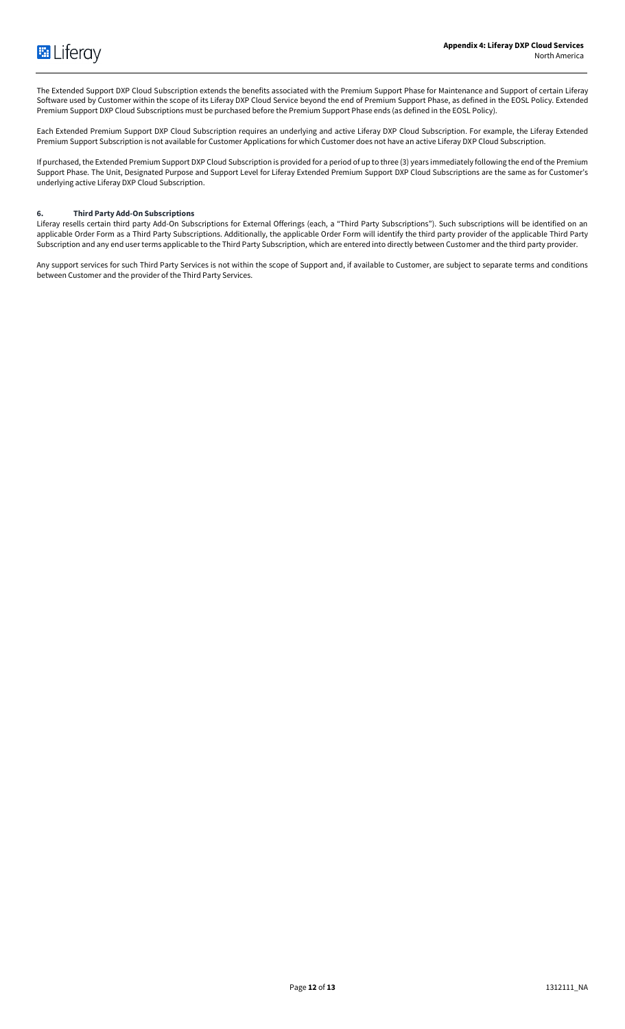The Extended Support DXP Cloud Subscription extends the benefits associated with the Premium Support Phase for Maintenance and Support of certain Liferay Software used by Customer within the scope of its Liferay DXP Cloud Service beyond the end of Premium Support Phase, as defined in the EOSL Policy. Extended Premium Support DXP Cloud Subscriptions must be purchased before the Premium Support Phase ends (as defined in the EOSL Policy).

Each Extended Premium Support DXP Cloud Subscription requires an underlying and active Liferay DXP Cloud Subscription. For example, the Liferay Extended Premium Support Subscription is not available for Customer Applications for which Customer does not have an active Liferay DXP Cloud Subscription.

If purchased, the Extended Premium Support DXP Cloud Subscription is provided for a period of up to three (3) years immediately following the end of the Premium Support Phase. The Unit, Designated Purpose and Support Level for Liferay Extended Premium Support DXP Cloud Subscriptions are the same as for Customer's underlying active Liferay DXP Cloud Subscription.

### 6. Third Party Add-On Subscriptions

Liferay resells certain third party Add-On Subscriptions for External Offerings (each, a "Third Party Subscriptions"). Such subscriptions will be identified on an applicable Order Form as a Third Party Subscriptions. Additionally, the applicable Order Form will identify the third party provider of the applicable Third Party Subscription and any end user terms applicable to the Third Party Subscription, which are entered into directly between Customer and the third party provider.

Any support services for such Third Party Services is not within the scope of Support and, if available to Customer, are subject to separate terms and conditions between Customer and the provider of the Third Party Services.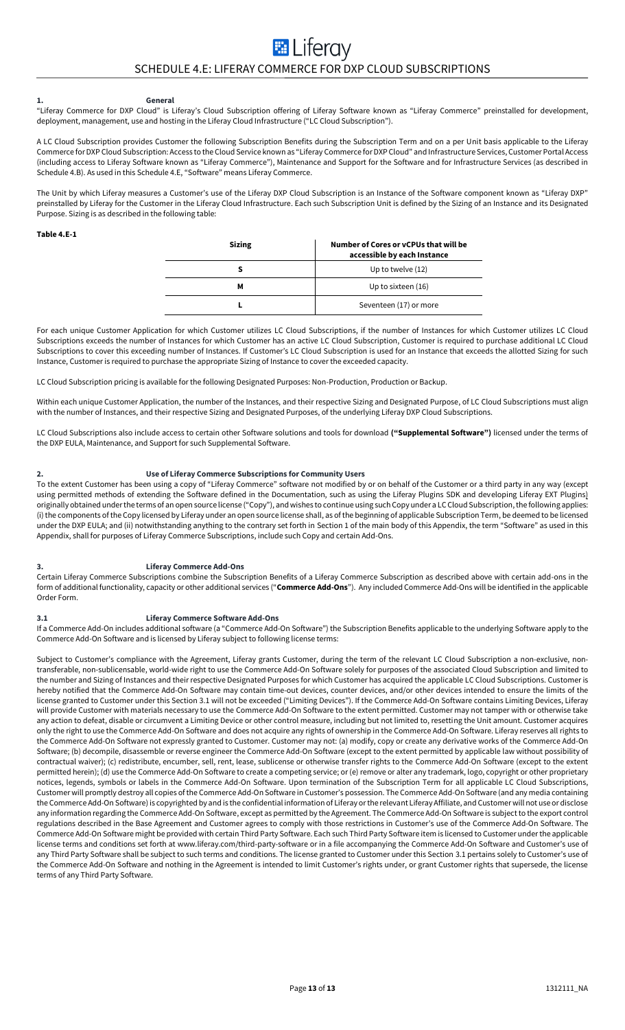# SCHEDULE 4.E: LIFERAY COMMERCE FOR DXP CLOUD SUBSCRIPTIONS

## 1. General

"Liferay Commerce for DXP Cloud" is Liferay's Cloud Subscription offering of Liferay Software known as "Liferay Commerce" preinstalled for development, deployment, management, use and hosting in the Liferay Cloud Infrastructure ("LC Cloud Subscription").

A LC Cloud Subscription provides Customer the following Subscription Benefits during the Subscription Term and on a per Unit basis applicable to the Liferay Commerce for DXP Cloud Subscription: Access to the Cloud Service known as "Liferay Commerce for DXP Cloud" and Infrastructure Services, Customer Portal Access (including access to Liferay Software known as "Liferay Commerce"), Maintenance and Support for the Software and for Infrastructure Services (as described in Schedule 4.B). As used in this Schedule 4.E, "Software" means Liferay Commerce.

The Unit by which Liferay measures a Customer's use of the Liferay DXP Cloud Subscription is an Instance of the Software component known as "Liferay DXP" preinstalled by Liferay for the Customer in the Liferay Cloud Infrastructure. Each such Subscription Unit is defined by the Sizing of an Instance and its Designated Purpose. Sizing is as described in the following table:

**Table 4.E-1**

| Sizing | Number of Cores or vCPUs that will be accessible by each Instance |
|---|---|
| S | Up to twelve (12) |
| M | Up to sixteen (16) |
| L | Seventeen (17) or more |

For each unique Customer Application for which Customer utilizes LC Cloud Subscriptions, if the number of Instances for which Customer utilizes LC Cloud Subscriptions exceeds the number of Instances for which Customer has an active LC Cloud Subscription, Customer is required to purchase additional LC Cloud Subscriptions to cover this exceeding number of Instances. If Customer's LC Cloud Subscription is used for an Instance that exceeds the allotted Sizing for such Instance, Customer is required to purchase the appropriate Sizing of Instance to cover the exceeded capacity.

LC Cloud Subscription pricing is available for the following Designated Purposes: Non-Production, Production or Backup.

Within each unique Customer Application, the number of the Instances, and their respective Sizing and Designated Purpose, of LC Cloud Subscriptions must align with the number of Instances, and their respective Sizing and Designated Purposes, of the underlying Liferay DXP Cloud Subscriptions.

LC Cloud Subscriptions also include access to certain other Software solutions and tools for download **("Supplemental Software")** licensed under the terms of the DXP EULA, Maintenance, and Support for such Supplemental Software.

## 2. Use of Liferay Commerce Subscriptions for Community Users

To the extent Customer has been using a copy of "Liferay Commerce" software not modified by or on behalf of the Customer or a third party in any way (except using permitted methods of extending the Software defined in the Documentation, such as using the Liferay Plugins SDK and developing Liferay EXT Plugins) originally obtained under the terms of an open source license ("Copy"), and wishes to continue using such Copy under a LC Cloud Subscription, the following applies: (i) the components of the Copy licensed by Liferay under an open source license shall, as of the beginning of applicable Subscription Term, be deemed to be licensed under the DXP EULA; and (ii) notwithstanding anything to the contrary set forth in Section 1 of the main body of this Appendix, the term "Software" as used in this Appendix, shall for purposes of Liferay Commerce Subscriptions, include such Copy and certain Add-Ons.

## 3. Liferay Commerce Add-Ons

Certain Liferay Commerce Subscriptions combine the Subscription Benefits of a Liferay Commerce Subscription as described above with certain add-ons in the form of additional functionality, capacity or other additional services ("**Commerce Add-Ons**"). Any included Commerce Add-Ons will be identified in the applicable Order Form.

### 3.1 Liferay Commerce Software Add-Ons

If a Commerce Add-On includes additional software (a "Commerce Add-On Software") the Subscription Benefits applicable to the underlying Software apply to the Commerce Add-On Software and is licensed by Liferay subject to following license terms:

Subject to Customer's compliance with the Agreement, Liferay grants Customer, during the term of the relevant LC Cloud Subscription a non-exclusive, non-transferable, non-sublicensable, world-wide right to use the Commerce Add-On Software solely for purposes of the associated Cloud Subscription and limited to the number and Sizing of Instances and their respective Designated Purposes for which Customer has acquired the applicable LC Cloud Subscriptions. Customer is hereby notified that the Commerce Add-On Software may contain time-out devices, counter devices, and/or other devices intended to ensure the limits of the license granted to Customer under this Section 3.1 will not be exceeded ("Limiting Devices"). If the Commerce Add-On Software contains Limiting Devices, Liferay will provide Customer with materials necessary to use the Commerce Add-On Software to the extent permitted. Customer may not tamper with or otherwise take any action to defeat, disable or circumvent a Limiting Device or other control measure, including but not limited to, resetting the Unit amount. Customer acquires only the right to use the Commerce Add-On Software and does not acquire any rights of ownership in the Commerce Add-On Software. Liferay reserves all rights to the Commerce Add-On Software not expressly granted to Customer. Customer may not: (a) modify, copy or create any derivative works of the Commerce Add-On Software; (b) decompile, disassemble or reverse engineer the Commerce Add-On Software (except to the extent permitted by applicable law without possibility of contractual waiver); (c) redistribute, encumber, sell, rent, lease, sublicense or otherwise transfer rights to the Commerce Add-On Software (except to the extent permitted herein); (d) use the Commerce Add-On Software to create a competing service; or (e) remove or alter any trademark, logo, copyright or other proprietary notices, legends, symbols or labels in the Commerce Add-On Software. Upon termination of the Subscription Term for all applicable LC Cloud Subscriptions, Customer will promptly destroy all copies of the Commerce Add-On Software in Customer's possession. The Commerce Add-On Software (and any media containing the Commerce Add-On Software) is copyrighted by and is the confidential information of Liferay or the relevant Liferay Affiliate, and Customer will not use or disclose any information regarding the Commerce Add-On Software, except as permitted by the Agreement. The Commerce Add-On Software is subject to the export control regulations described in the Base Agreement and Customer agrees to comply with those restrictions in Customer's use of the Commerce Add-On Software. The Commerce Add-On Software might be provided with certain Third Party Software. Each such Third Party Software item is licensed to Customer under the applicable license terms and conditions set forth at www.liferay.com/third-party-software or in a file accompanying the Commerce Add-On Software and Customer's use of any Third Party Software shall be subject to such terms and conditions. The license granted to Customer under this Section 3.1 pertains solely to Customer's use of the Commerce Add-On Software and nothing in the Agreement is intended to limit Customer's rights under, or grant Customer rights that supersede, the license terms of any Third Party Software.